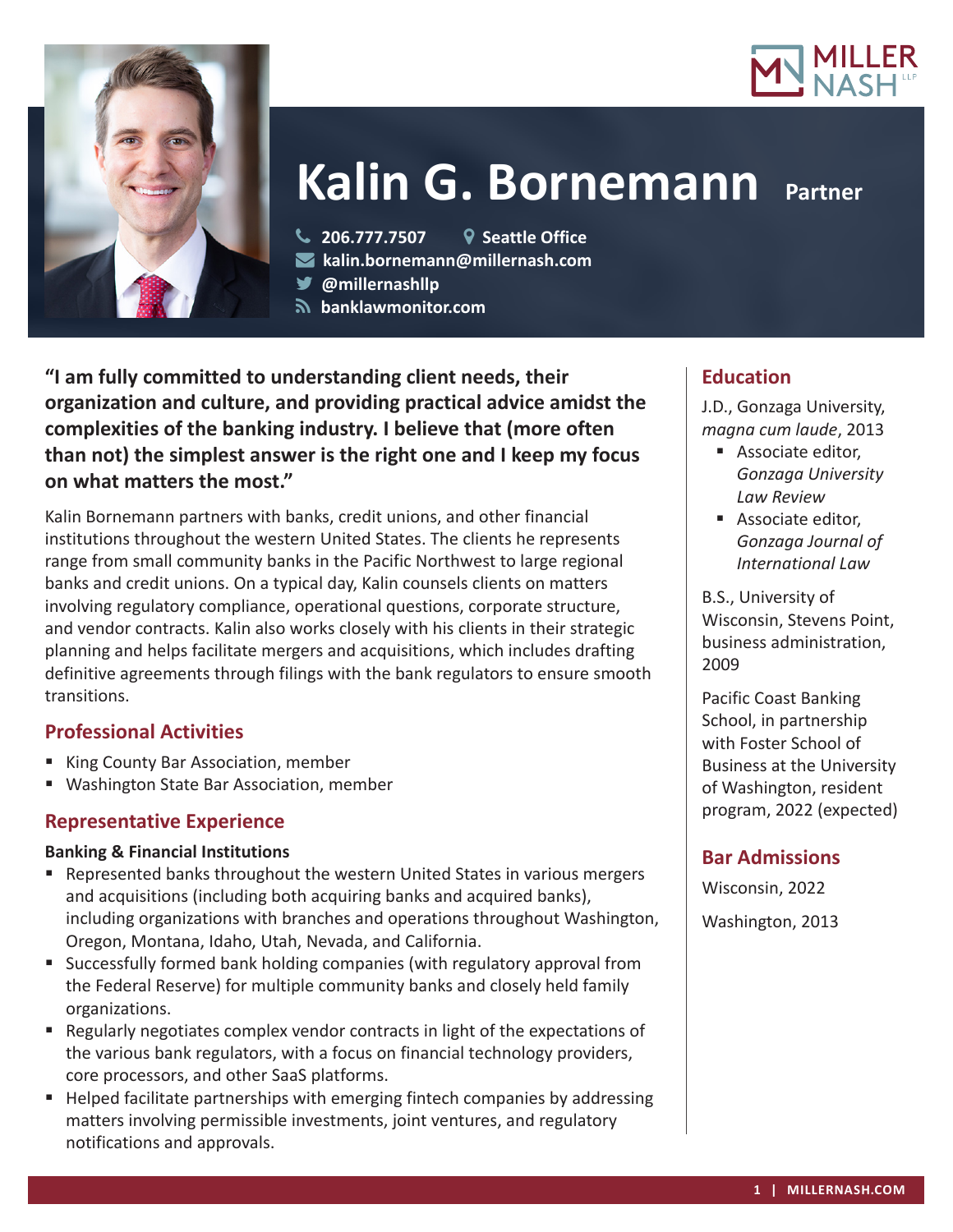# Kalin G. Bornemann Partner

206.777.7507 | Seattle Office
kalin.bornemann@millernash.com
@millernashllp
banklawmonitor.com

**"I am fully committed to understanding client needs, their organization and culture, and providing practical advice amidst the complexities of the banking industry. I believe that (more often than not) the simplest answer is the right one and I keep my focus on what matters the most."**

Kalin Bornemann partners with banks, credit unions, and other financial institutions throughout the western United States. The clients he represents range from small community banks in the Pacific Northwest to large regional banks and credit unions. On a typical day, Kalin counsels clients on matters involving regulatory compliance, operational questions, corporate structure, and vendor contracts. Kalin also works closely with his clients in their strategic planning and helps facilitate mergers and acquisitions, which includes drafting definitive agreements through filings with the bank regulators to ensure smooth transitions.

## Professional Activities

- King County Bar Association, member
- Washington State Bar Association, member

## Representative Experience

**Banking & Financial Institutions**

- Represented banks throughout the western United States in various mergers and acquisitions (including both acquiring banks and acquired banks), including organizations with branches and operations throughout Washington, Oregon, Montana, Idaho, Utah, Nevada, and California.
- Successfully formed bank holding companies (with regulatory approval from the Federal Reserve) for multiple community banks and closely held family organizations.
- Regularly negotiates complex vendor contracts in light of the expectations of the various bank regulators, with a focus on financial technology providers, core processors, and other SaaS platforms.
- Helped facilitate partnerships with emerging fintech companies by addressing matters involving permissible investments, joint ventures, and regulatory notifications and approvals.

## Education

J.D., Gonzaga University, *magna cum laude*, 2013

- Associate editor, *Gonzaga University Law Review*
- Associate editor, *Gonzaga Journal of International Law*

B.S., University of Wisconsin, Stevens Point, business administration, 2009

Pacific Coast Banking School, in partnership with Foster School of Business at the University of Washington, resident program, 2022 (expected)

## Bar Admissions

Wisconsin, 2022

Washington, 2013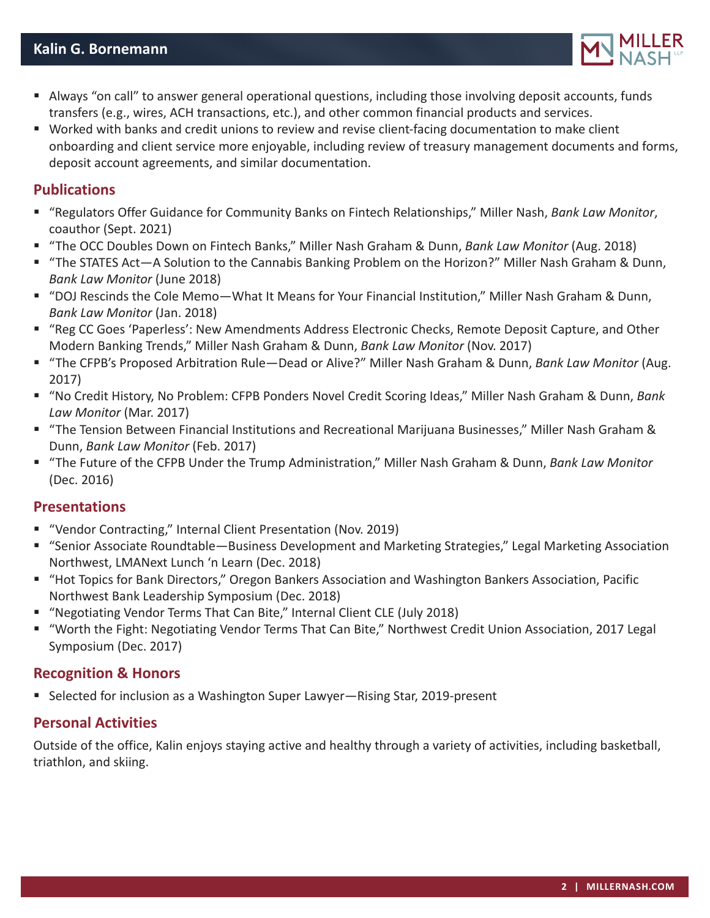- Always "on call" to answer general operational questions, including those involving deposit accounts, funds transfers (e.g., wires, ACH transactions, etc.), and other common financial products and services.
- Worked with banks and credit unions to review and revise client-facing documentation to make client onboarding and client service more enjoyable, including review of treasury management documents and forms, deposit account agreements, and similar documentation.

## Publications

- "Regulators Offer Guidance for Community Banks on Fintech Relationships," Miller Nash, *Bank Law Monitor*, coauthor (Sept. 2021)
- "The OCC Doubles Down on Fintech Banks," Miller Nash Graham & Dunn, *Bank Law Monitor* (Aug. 2018)
- "The STATES Act—A Solution to the Cannabis Banking Problem on the Horizon?" Miller Nash Graham & Dunn, *Bank Law Monitor* (June 2018)
- "DOJ Rescinds the Cole Memo—What It Means for Your Financial Institution," Miller Nash Graham & Dunn, *Bank Law Monitor* (Jan. 2018)
- "Reg CC Goes 'Paperless': New Amendments Address Electronic Checks, Remote Deposit Capture, and Other Modern Banking Trends," Miller Nash Graham & Dunn, *Bank Law Monitor* (Nov. 2017)
- "The CFPB's Proposed Arbitration Rule—Dead or Alive?" Miller Nash Graham & Dunn, *Bank Law Monitor* (Aug. 2017)
- "No Credit History, No Problem: CFPB Ponders Novel Credit Scoring Ideas," Miller Nash Graham & Dunn, *Bank Law Monitor* (Mar. 2017)
- "The Tension Between Financial Institutions and Recreational Marijuana Businesses," Miller Nash Graham & Dunn, *Bank Law Monitor* (Feb. 2017)
- "The Future of the CFPB Under the Trump Administration," Miller Nash Graham & Dunn, *Bank Law Monitor* (Dec. 2016)

## Presentations

- "Vendor Contracting," Internal Client Presentation (Nov. 2019)
- "Senior Associate Roundtable—Business Development and Marketing Strategies," Legal Marketing Association Northwest, LMANext Lunch 'n Learn (Dec. 2018)
- "Hot Topics for Bank Directors," Oregon Bankers Association and Washington Bankers Association, Pacific Northwest Bank Leadership Symposium (Dec. 2018)
- "Negotiating Vendor Terms That Can Bite," Internal Client CLE (July 2018)
- "Worth the Fight: Negotiating Vendor Terms That Can Bite," Northwest Credit Union Association, 2017 Legal Symposium (Dec. 2017)

## Recognition & Honors

- Selected for inclusion as a Washington Super Lawyer—Rising Star, 2019-present

## Personal Activities

Outside of the office, Kalin enjoys staying active and healthy through a variety of activities, including basketball, triathlon, and skiing.